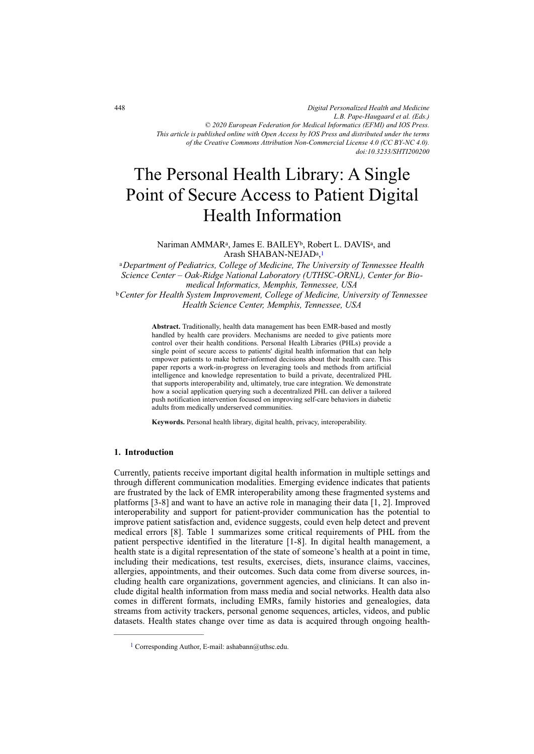*Digital Personalized Health and Medicine*
*L.B. Pape-Haugaard et al. (Eds.)*
*© 2020 European Federation for Medical Informatics (EFMI) and IOS Press.*
*This article is published online with Open Access by IOS Press and distributed under the terms of the Creative Commons Attribution Non-Commercial License 4.0 (CC BY-NC 4.0).*
*doi:10.3233/SHTI200200*

# The Personal Health Library: A Single Point of Secure Access to Patient Digital Health Information

Nariman AMMAR[a], James E. BAILEY[b], Robert L. DAVIS[a], and Arash SHABAN-NEJAD[a,1]

[a] *Department of Pediatrics, College of Medicine, The University of Tennessee Health Science Center – Oak-Ridge National Laboratory (UTHSC-ORNL), Center for Biomedical Informatics, Memphis, Tennessee, USA*

[b] *Center for Health System Improvement, College of Medicine, University of Tennessee Health Science Center, Memphis, Tennessee, USA*

**Abstract.** Traditionally, health data management has been EMR-based and mostly handled by health care providers. Mechanisms are needed to give patients more control over their health conditions. Personal Health Libraries (PHLs) provide a single point of secure access to patients' digital health information that can help empower patients to make better-informed decisions about their health care. This paper reports a work-in-progress on leveraging tools and methods from artificial intelligence and knowledge representation to build a private, decentralized PHL that supports interoperability and, ultimately, true care integration. We demonstrate how a social application querying such a decentralized PHL can deliver a tailored push notification intervention focused on improving self-care behaviors in diabetic adults from medically underserved communities.

**Keywords.** Personal health library, digital health, privacy, interoperability.

## 1. Introduction

Currently, patients receive important digital health information in multiple settings and through different communication modalities. Emerging evidence indicates that patients are frustrated by the lack of EMR interoperability among these fragmented systems and platforms [3-8] and want to have an active role in managing their data [1, 2]. Improved interoperability and support for patient-provider communication has the potential to improve patient satisfaction and, evidence suggests, could even help detect and prevent medical errors [8]. Table 1 summarizes some critical requirements of PHL from the patient perspective identified in the literature [1-8]. In digital health management, a health state is a digital representation of the state of someone's health at a point in time, including their medications, test results, exercises, diets, insurance claims, vaccines, allergies, appointments, and their outcomes. Such data come from diverse sources, including health care organizations, government agencies, and clinicians. It can also include digital health information from mass media and social networks. Health data also comes in different formats, including EMRs, family histories and genealogies, data streams from activity trackers, personal genome sequences, articles, videos, and public datasets. Health states change over time as data is acquired through ongoing health-

---

[1] Corresponding Author, E-mail: ashabann@uthsc.edu.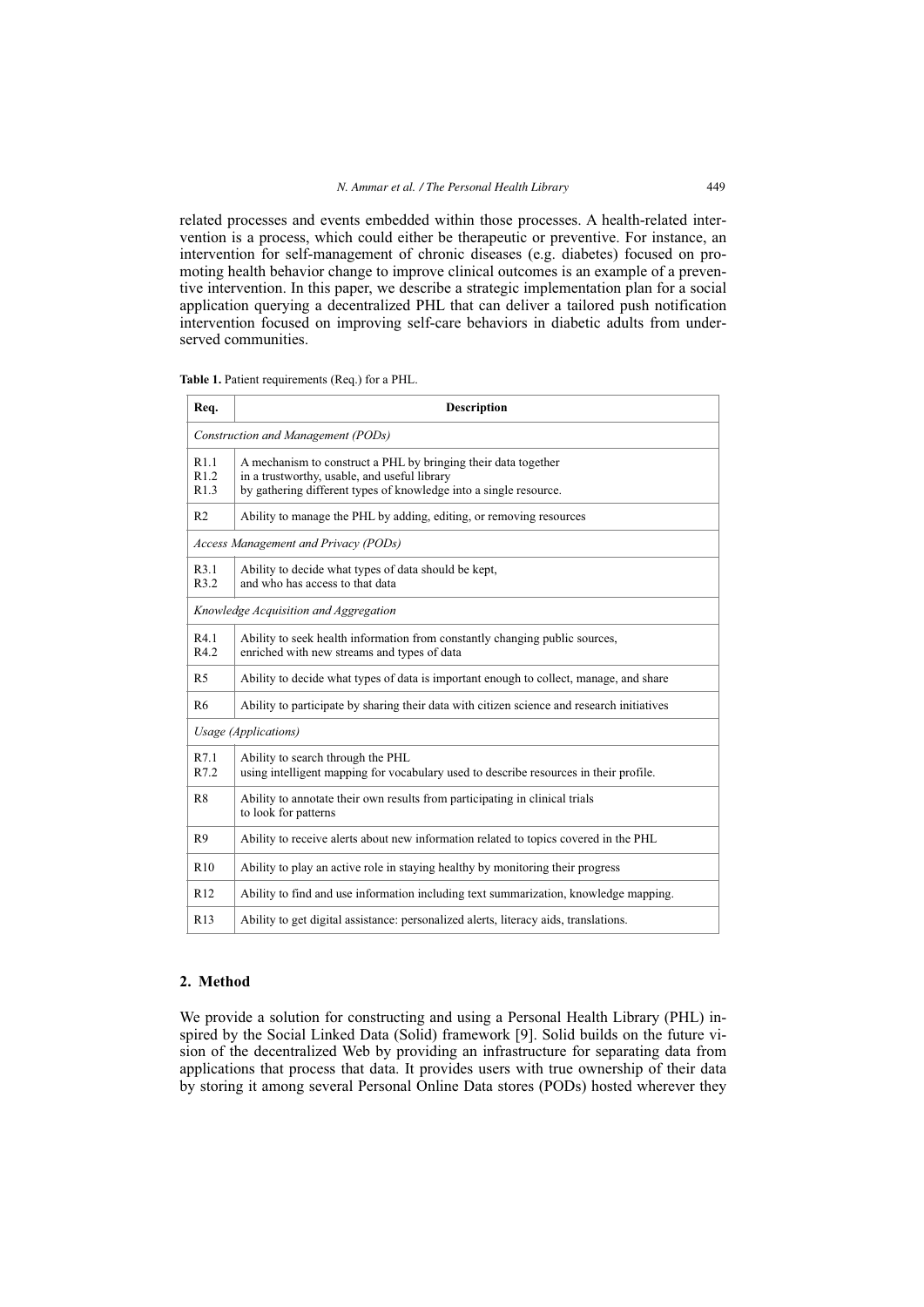related processes and events embedded within those processes. A health-related intervention is a process, which could either be therapeutic or preventive. For instance, an intervention for self-management of chronic diseases (e.g. diabetes) focused on promoting health behavior change to improve clinical outcomes is an example of a preventive intervention. In this paper, we describe a strategic implementation plan for a social application querying a decentralized PHL that can deliver a tailored push notification intervention focused on improving self-care behaviors in diabetic adults from underserved communities.

**Table 1.** Patient requirements (Req.) for a PHL.

| Req. | Description |
|---|---|
| *Construction and Management (PODs)* | |
| R1.1<br>R1.2<br>R1.3 | A mechanism to construct a PHL by bringing their data together<br>in a trustworthy, usable, and useful library<br>by gathering different types of knowledge into a single resource. |
| R2 | Ability to manage the PHL by adding, editing, or removing resources |
| *Access Management and Privacy (PODs)* | |
| R3.1<br>R3.2 | Ability to decide what types of data should be kept,<br>and who has access to that data |
| *Knowledge Acquisition and Aggregation* | |
| R4.1<br>R4.2 | Ability to seek health information from constantly changing public sources,<br>enriched with new streams and types of data |
| R5 | Ability to decide what types of data is important enough to collect, manage, and share |
| R6 | Ability to participate by sharing their data with citizen science and research initiatives |
| *Usage (Applications)* | |
| R7.1<br>R7.2 | Ability to search through the PHL<br>using intelligent mapping for vocabulary used to describe resources in their profile. |
| R8 | Ability to annotate their own results from participating in clinical trials<br>to look for patterns |
| R9 | Ability to receive alerts about new information related to topics covered in the PHL |
| R10 | Ability to play an active role in staying healthy by monitoring their progress |
| R12 | Ability to find and use information including text summarization, knowledge mapping. |
| R13 | Ability to get digital assistance: personalized alerts, literacy aids, translations. |

## 2. Method

We provide a solution for constructing and using a Personal Health Library (PHL) inspired by the Social Linked Data (Solid) framework [9]. Solid builds on the future vision of the decentralized Web by providing an infrastructure for separating data from applications that process that data. It provides users with true ownership of their data by storing it among several Personal Online Data stores (PODs) hosted wherever they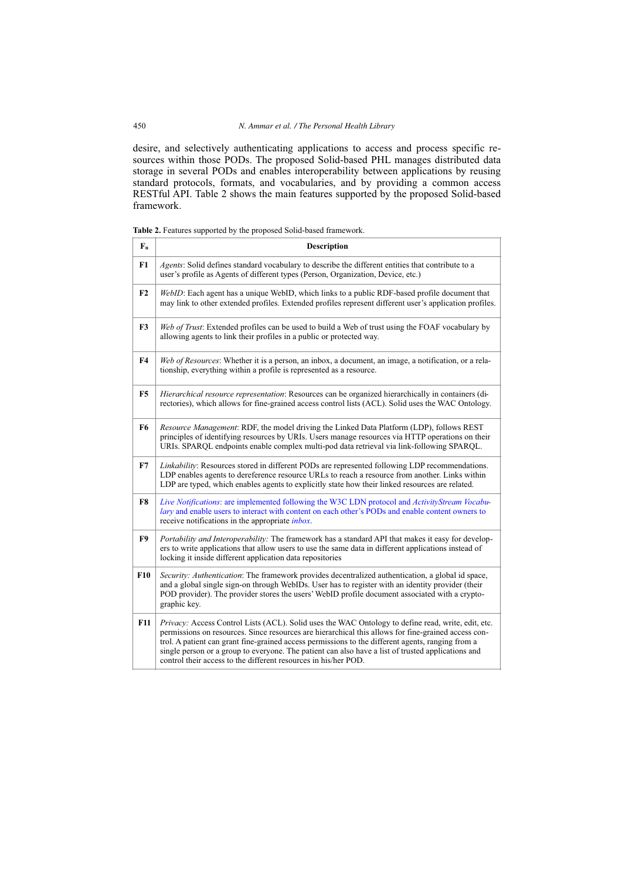desire, and selectively authenticating applications to access and process specific resources within those PODs. The proposed Solid-based PHL manages distributed data storage in several PODs and enables interoperability between applications by reusing standard protocols, formats, and vocabularies, and by providing a common access RESTful API. Table 2 shows the main features supported by the proposed Solid-based framework.

**Table 2.** Features supported by the proposed Solid-based framework.

| $F_n$ | Description |
|---|---|
| **F1** | *Agents*: Solid defines standard vocabulary to describe the different entities that contribute to a user's profile as Agents of different types (Person, Organization, Device, etc.) |
| **F2** | *WebID*: Each agent has a unique WebID, which links to a public RDF-based profile document that may link to other extended profiles. Extended profiles represent different user's application profiles. |
| **F3** | *Web of Trust*: Extended profiles can be used to build a Web of trust using the FOAF vocabulary by allowing agents to link their profiles in a public or protected way. |
| **F4** | *Web of Resources*: Whether it is a person, an inbox, a document, an image, a notification, or a relationship, everything within a profile is represented as a resource. |
| **F5** | *Hierarchical resource representation*: Resources can be organized hierarchically in containers (directories), which allows for fine-grained access control lists (ACL). Solid uses the WAC Ontology. |
| **F6** | *Resource Management*: RDF, the model driving the Linked Data Platform (LDP), follows REST principles of identifying resources by URIs. Users manage resources via HTTP operations on their URIs. SPARQL endpoints enable complex multi-pod data retrieval via link-following SPARQL. |
| **F7** | *Linkability*: Resources stored in different PODs are represented following LDP recommendations. LDP enables agents to dereference resource URLs to reach a resource from another. Links within LDP are typed, which enables agents to explicitly state how their linked resources are related. |
| **F8** | *Live Notifications*: are implemented following the W3C LDN protocol and *ActivityStream Vocabulary* and enable users to interact with content on each other's PODs and enable content owners to receive notifications in the appropriate *inbox*. |
| **F9** | *Portability and Interoperability:* The framework has a standard API that makes it easy for developers to write applications that allow users to use the same data in different applications instead of locking it inside different application data repositories |
| **F10** | *Security: Authentication*: The framework provides decentralized authentication, a global id space, and a global single sign-on through WebIDs. User has to register with an identity provider (their POD provider). The provider stores the users' WebID profile document associated with a cryptographic key. |
| **F11** | *Privacy:* Access Control Lists (ACL). Solid uses the WAC Ontology to define read, write, edit, etc. permissions on resources. Since resources are hierarchical this allows for fine-grained access control. A patient can grant fine-grained access permissions to the different agents, ranging from a single person or a group to everyone. The patient can also have a list of trusted applications and control their access to the different resources in his/her POD. |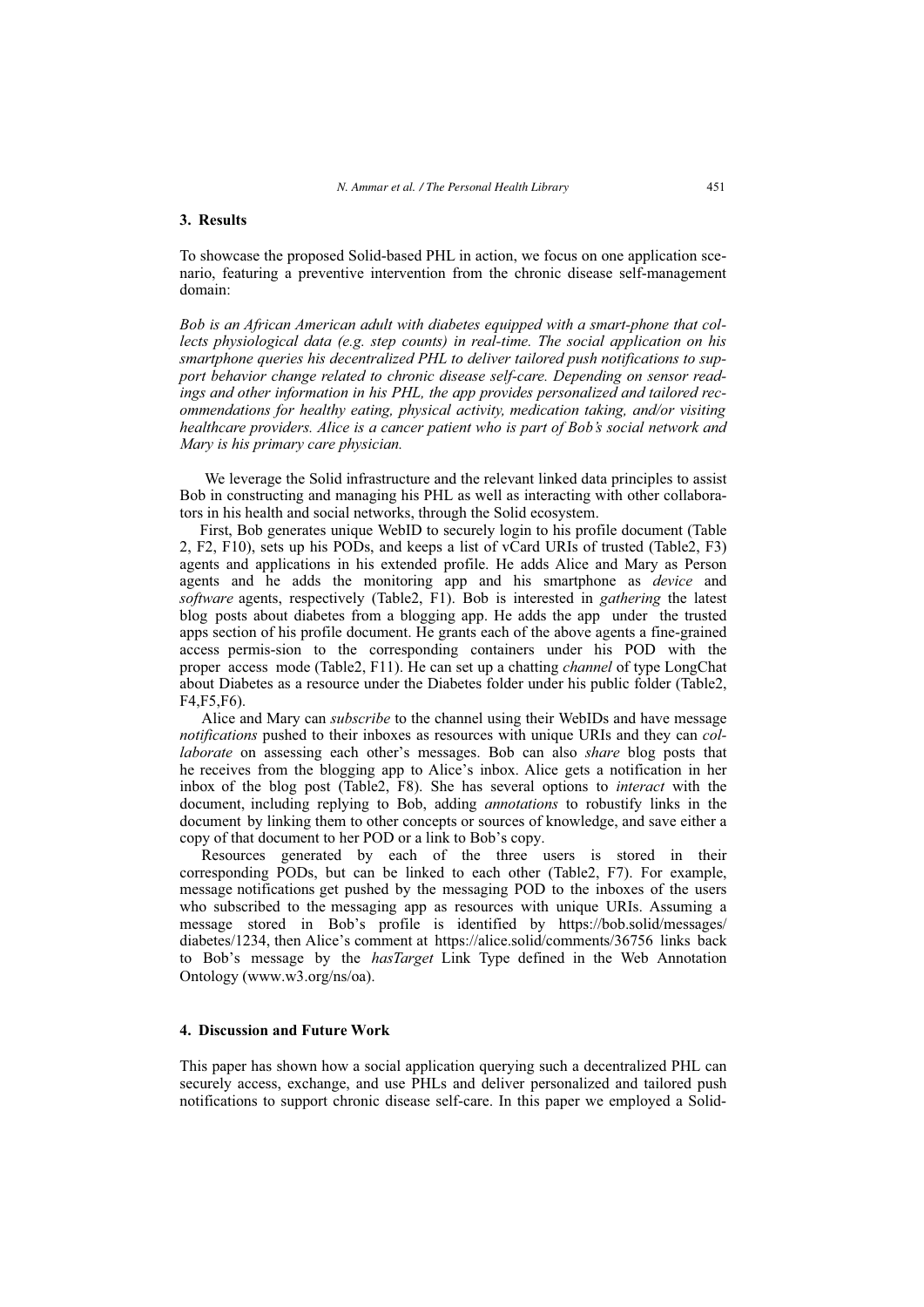## 3. Results

To showcase the proposed Solid-based PHL in action, we focus on one application scenario, featuring a preventive intervention from the chronic disease self-management domain:

*Bob is an African American adult with diabetes equipped with a smart-phone that collects physiological data (e.g. step counts) in real-time. The social application on his smartphone queries his decentralized PHL to deliver tailored push notifications to support behavior change related to chronic disease self-care. Depending on sensor readings and other information in his PHL, the app provides personalized and tailored recommendations for healthy eating, physical activity, medication taking, and/or visiting healthcare providers. Alice is a cancer patient who is part of Bob's social network and Mary is his primary care physician.*

We leverage the Solid infrastructure and the relevant linked data principles to assist Bob in constructing and managing his PHL as well as interacting with other collaborators in his health and social networks, through the Solid ecosystem.

First, Bob generates unique WebID to securely login to his profile document (Table 2, F2, F10), sets up his PODs, and keeps a list of vCard URIs of trusted (Table2, F3) agents and applications in his extended profile. He adds Alice and Mary as Person agents and he adds the monitoring app and his smartphone as *device* and *software* agents, respectively (Table2, F1). Bob is interested in *gathering* the latest blog posts about diabetes from a blogging app. He adds the app under the trusted apps section of his profile document. He grants each of the above agents a fine-grained access permis-sion to the corresponding containers under his POD with the proper access mode (Table2, F11). He can set up a chatting *channel* of type LongChat about Diabetes as a resource under the Diabetes folder under his public folder (Table2, F4,F5,F6).

Alice and Mary can *subscribe* to the channel using their WebIDs and have message *notifications* pushed to their inboxes as resources with unique URIs and they can *collaborate* on assessing each other's messages. Bob can also *share* blog posts that he receives from the blogging app to Alice's inbox. Alice gets a notification in her inbox of the blog post (Table2, F8). She has several options to *interact* with the document, including replying to Bob, adding *annotations* to robustify links in the document by linking them to other concepts or sources of knowledge, and save either a copy of that document to her POD or a link to Bob's copy.

Resources generated by each of the three users is stored in their corresponding PODs, but can be linked to each other (Table2, F7). For example, message notifications get pushed by the messaging POD to the inboxes of the users who subscribed to the messaging app as resources with unique URIs. Assuming a message stored in Bob's profile is identified by https://bob.solid/messages/diabetes/1234, then Alice's comment at https://alice.solid/comments/36756 links back to Bob's message by the *hasTarget* Link Type defined in the Web Annotation Ontology (www.w3.org/ns/oa).

## 4. Discussion and Future Work

This paper has shown how a social application querying such a decentralized PHL can securely access, exchange, and use PHLs and deliver personalized and tailored push notifications to support chronic disease self-care. In this paper we employed a Solid-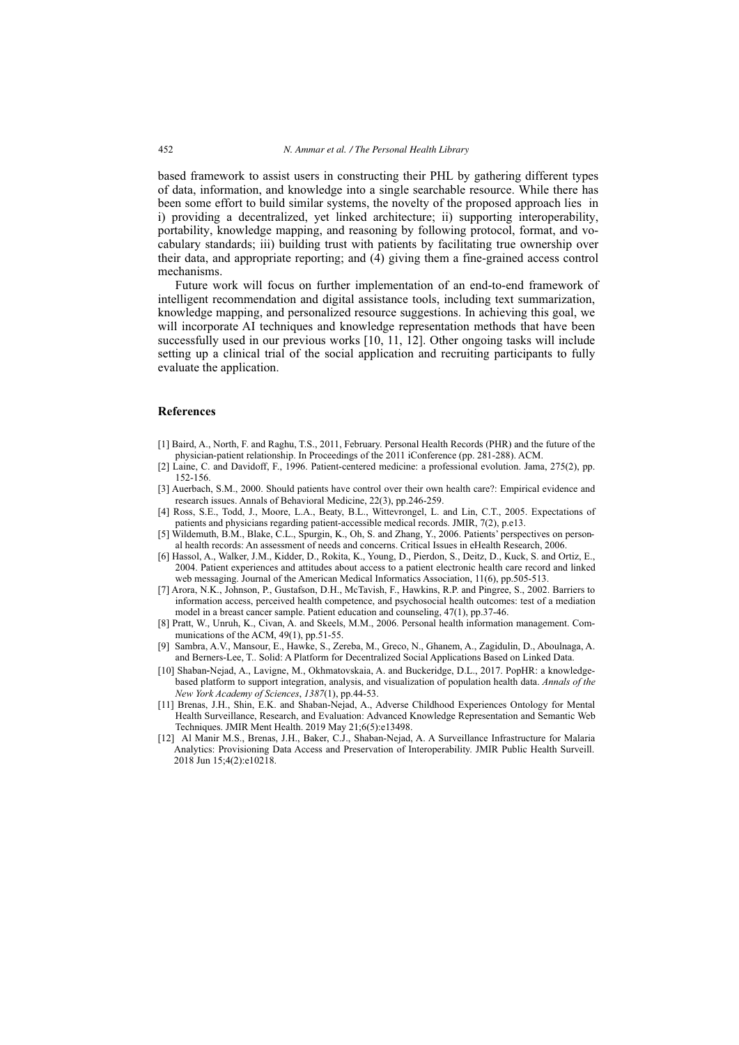based framework to assist users in constructing their PHL by gathering different types of data, information, and knowledge into a single searchable resource. While there has been some effort to build similar systems, the novelty of the proposed approach lies in i) providing a decentralized, yet linked architecture; ii) supporting interoperability, portability, knowledge mapping, and reasoning by following protocol, format, and vocabulary standards; iii) building trust with patients by facilitating true ownership over their data, and appropriate reporting; and (4) giving them a fine-grained access control mechanisms.

Future work will focus on further implementation of an end-to-end framework of intelligent recommendation and digital assistance tools, including text summarization, knowledge mapping, and personalized resource suggestions. In achieving this goal, we will incorporate AI techniques and knowledge representation methods that have been successfully used in our previous works [10, 11, 12]. Other ongoing tasks will include setting up a clinical trial of the social application and recruiting participants to fully evaluate the application.

## References

[1] Baird, A., North, F. and Raghu, T.S., 2011, February. Personal Health Records (PHR) and the future of the physician-patient relationship. In Proceedings of the 2011 iConference (pp. 281-288). ACM.

[2] Laine, C. and Davidoff, F., 1996. Patient-centered medicine: a professional evolution. Jama, 275(2), pp. 152-156.

[3] Auerbach, S.M., 2000. Should patients have control over their own health care?: Empirical evidence and research issues. Annals of Behavioral Medicine, 22(3), pp.246-259.

[4] Ross, S.E., Todd, J., Moore, L.A., Beaty, B.L., Wittevrongel, L. and Lin, C.T., 2005. Expectations of patients and physicians regarding patient-accessible medical records. JMIR, 7(2), p.e13.

[5] Wildemuth, B.M., Blake, C.L., Spurgin, K., Oh, S. and Zhang, Y., 2006. Patients' perspectives on personal health records: An assessment of needs and concerns. Critical Issues in eHealth Research, 2006.

[6] Hassol, A., Walker, J.M., Kidder, D., Rokita, K., Young, D., Pierdon, S., Deitz, D., Kuck, S. and Ortiz, E., 2004. Patient experiences and attitudes about access to a patient electronic health care record and linked web messaging. Journal of the American Medical Informatics Association, 11(6), pp.505-513.

[7] Arora, N.K., Johnson, P., Gustafson, D.H., McTavish, F., Hawkins, R.P. and Pingree, S., 2002. Barriers to information access, perceived health competence, and psychosocial health outcomes: test of a mediation model in a breast cancer sample. Patient education and counseling, 47(1), pp.37-46.

[8] Pratt, W., Unruh, K., Civan, A. and Skeels, M.M., 2006. Personal health information management. Communications of the ACM, 49(1), pp.51-55.

[9] Sambra, A.V., Mansour, E., Hawke, S., Zereba, M., Greco, N., Ghanem, A., Zagidulin, D., Aboulnaga, A. and Berners-Lee, T.. Solid: A Platform for Decentralized Social Applications Based on Linked Data.

[10] Shaban-Nejad, A., Lavigne, M., Okhmatovskaia, A. and Buckeridge, D.L., 2017. PopHR: a knowledge-based platform to support integration, analysis, and visualization of population health data. *Annals of the New York Academy of Sciences*, *1387*(1), pp.44-53.

[11] Brenas, J.H., Shin, E.K. and Shaban-Nejad, A., Adverse Childhood Experiences Ontology for Mental Health Surveillance, Research, and Evaluation: Advanced Knowledge Representation and Semantic Web Techniques. JMIR Ment Health. 2019 May 21;6(5):e13498.

[12] Al Manir M.S., Brenas, J.H., Baker, C.J., Shaban-Nejad, A. A Surveillance Infrastructure for Malaria Analytics: Provisioning Data Access and Preservation of Interoperability. JMIR Public Health Surveill. 2018 Jun 15;4(2):e10218.